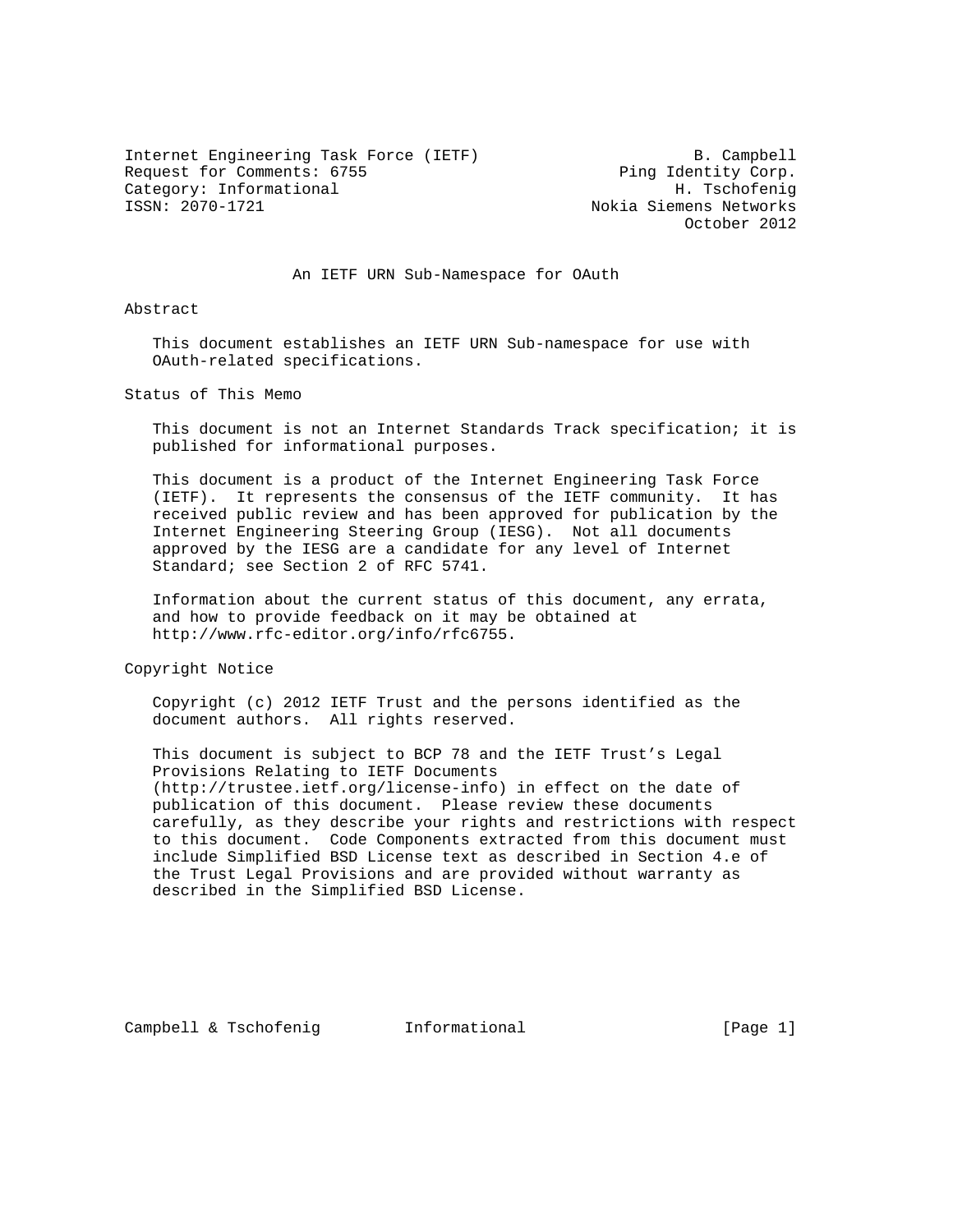Internet Engineering Task Force (IETF) B. Campbell
Request for Comments: 6755 Ping Identity Corp.
Category: Informational H. Tschofenig
ISSN: 2070-1721 Nokia Siemens Networks
October 2012

# An IETF URN Sub-Namespace for OAuth

## Abstract

This document establishes an IETF URN Sub-namespace for use with OAuth-related specifications.

## Status of This Memo

This document is not an Internet Standards Track specification; it is published for informational purposes.

This document is a product of the Internet Engineering Task Force (IETF). It represents the consensus of the IETF community. It has received public review and has been approved for publication by the Internet Engineering Steering Group (IESG). Not all documents approved by the IESG are a candidate for any level of Internet Standard; see Section 2 of RFC 5741.

Information about the current status of this document, any errata, and how to provide feedback on it may be obtained at http://www.rfc-editor.org/info/rfc6755.

## Copyright Notice

Copyright (c) 2012 IETF Trust and the persons identified as the document authors. All rights reserved.

This document is subject to BCP 78 and the IETF Trust's Legal Provisions Relating to IETF Documents (http://trustee.ietf.org/license-info) in effect on the date of publication of this document. Please review these documents carefully, as they describe your rights and restrictions with respect to this document. Code Components extracted from this document must include Simplified BSD License text as described in Section 4.e of the Trust Legal Provisions and are provided without warranty as described in the Simplified BSD License.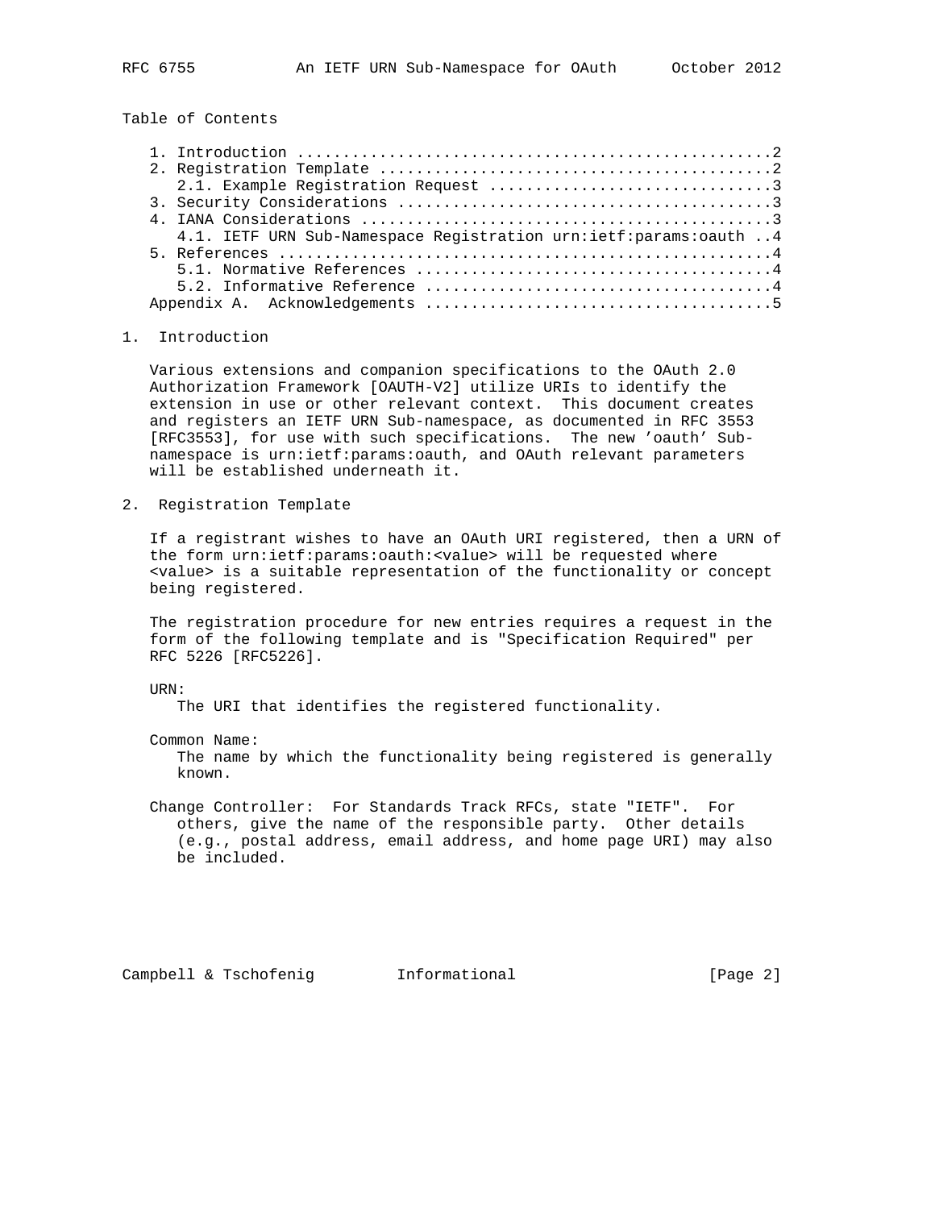## Table of Contents

1. Introduction ....................................................2
2. Registration Template ...........................................2
   2.1. Example Registration Request ...............................3
3. Security Considerations .........................................3
4. IANA Considerations .............................................3
   4.1. IETF URN Sub-Namespace Registration urn:ietf:params:oauth ..4
5. References ......................................................4
   5.1. Normative References .......................................4
   5.2. Informative Reference ......................................4
Appendix A. Acknowledgements .......................................5

## 1. Introduction

Various extensions and companion specifications to the OAuth 2.0 Authorization Framework [OAUTH-V2] utilize URIs to identify the extension in use or other relevant context. This document creates and registers an IETF URN Sub-namespace, as documented in RFC 3553 [RFC3553], for use with such specifications. The new 'oauth' Sub-namespace is urn:ietf:params:oauth, and OAuth relevant parameters will be established underneath it.

## 2. Registration Template

If a registrant wishes to have an OAuth URI registered, then a URN of the form urn:ietf:params:oauth:<value> will be requested where <value> is a suitable representation of the functionality or concept being registered.

The registration procedure for new entries requires a request in the form of the following template and is "Specification Required" per RFC 5226 [RFC5226].

URN:
   The URI that identifies the registered functionality.

Common Name:
   The name by which the functionality being registered is generally known.

Change Controller: For Standards Track RFCs, state "IETF". For others, give the name of the responsible party. Other details (e.g., postal address, email address, and home page URI) may also be included.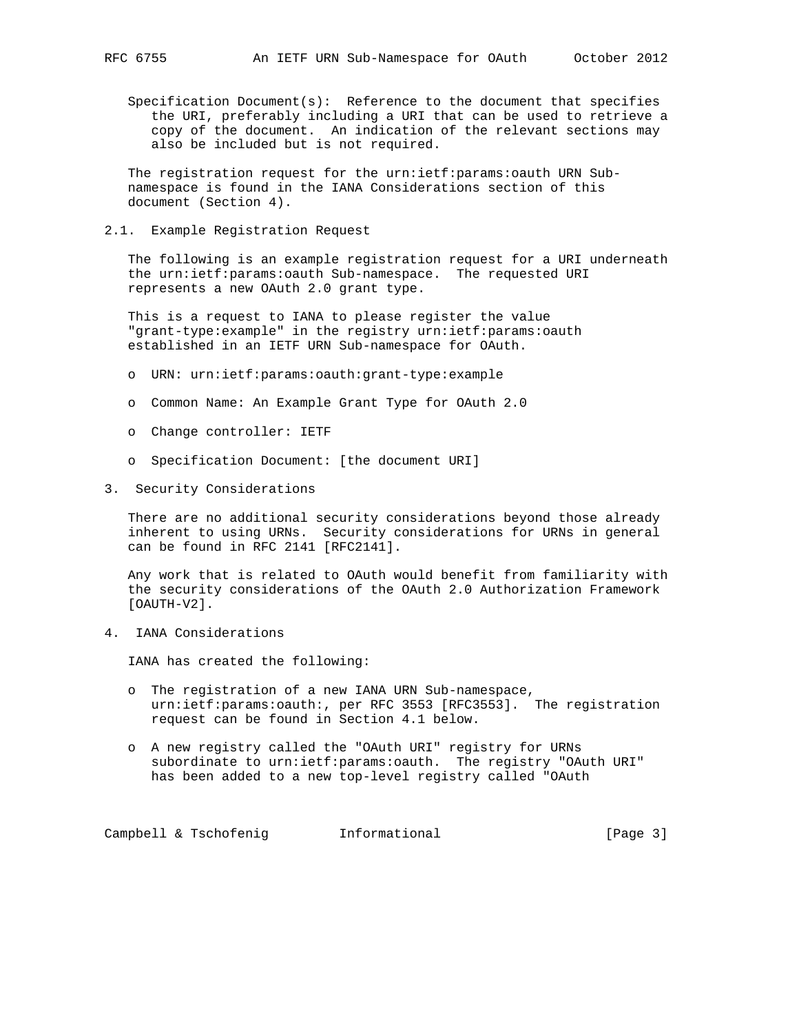Specification Document(s): Reference to the document that specifies the URI, preferably including a URI that can be used to retrieve a copy of the document. An indication of the relevant sections may also be included but is not required.

The registration request for the urn:ietf:params:oauth URN Sub-namespace is found in the IANA Considerations section of this document (Section 4).

## 2.1. Example Registration Request

The following is an example registration request for a URI underneath the urn:ietf:params:oauth Sub-namespace. The requested URI represents a new OAuth 2.0 grant type.

This is a request to IANA to please register the value "grant-type:example" in the registry urn:ietf:params:oauth established in an IETF URN Sub-namespace for OAuth.

- URN: urn:ietf:params:oauth:grant-type:example
- Common Name: An Example Grant Type for OAuth 2.0
- Change controller: IETF
- Specification Document: [the document URI]

## 3. Security Considerations

There are no additional security considerations beyond those already inherent to using URNs. Security considerations for URNs in general can be found in RFC 2141 [RFC2141].

Any work that is related to OAuth would benefit from familiarity with the security considerations of the OAuth 2.0 Authorization Framework [OAUTH-V2].

## 4. IANA Considerations

IANA has created the following:

- The registration of a new IANA URN Sub-namespace, urn:ietf:params:oauth:, per RFC 3553 [RFC3553]. The registration request can be found in Section 4.1 below.
- A new registry called the "OAuth URI" registry for URNs subordinate to urn:ietf:params:oauth. The registry "OAuth URI" has been added to a new top-level registry called "OAuth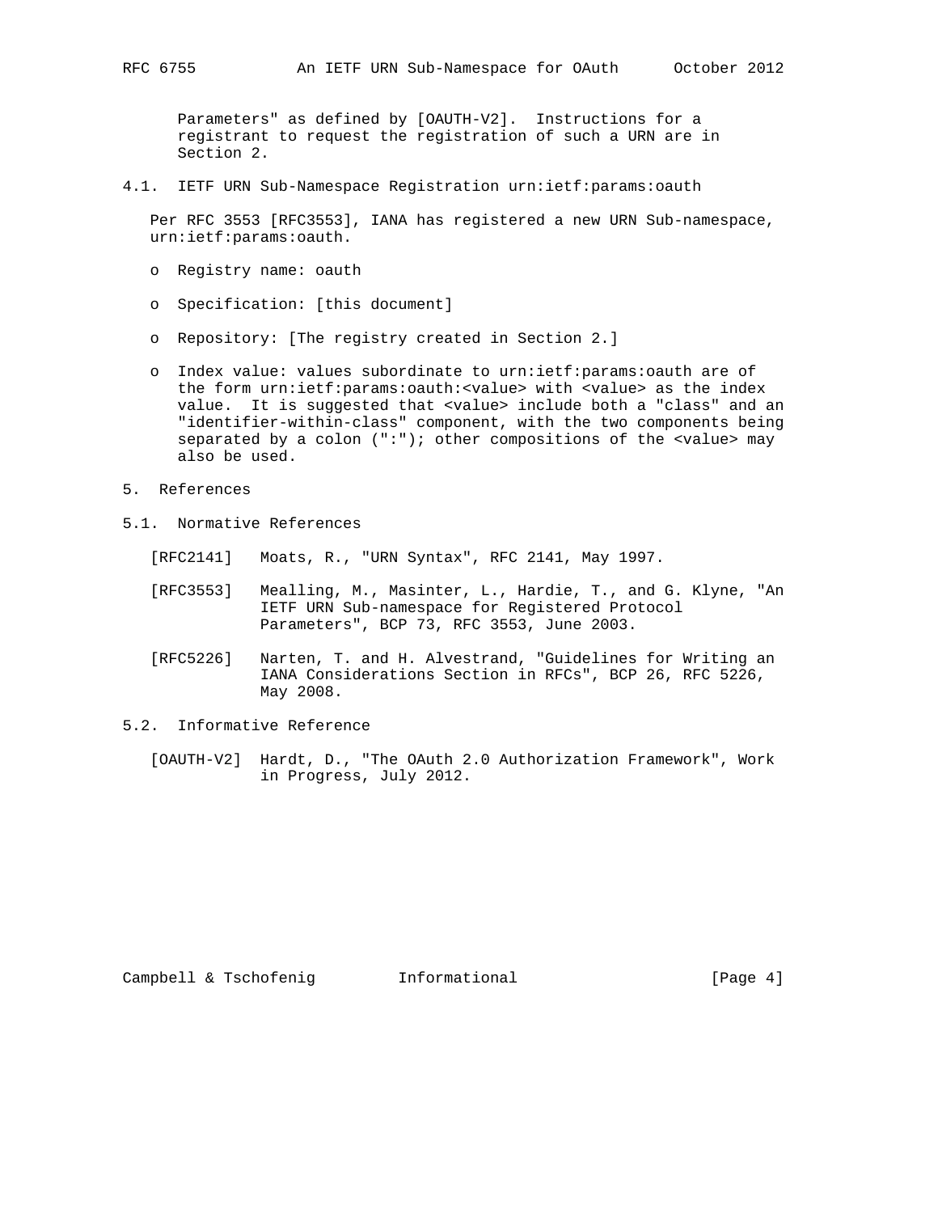Parameters" as defined by [OAUTH-V2]. Instructions for a registrant to request the registration of such a URN are in Section 2.

### 4.1. IETF URN Sub-Namespace Registration urn:ietf:params:oauth

Per RFC 3553 [RFC3553], IANA has registered a new URN Sub-namespace, urn:ietf:params:oauth.

- Registry name: oauth
- Specification: [this document]
- Repository: [The registry created in Section 2.]
- Index value: values subordinate to urn:ietf:params:oauth are of the form urn:ietf:params:oauth:<value> with <value> as the index value. It is suggested that <value> include both a "class" and an "identifier-within-class" component, with the two components being separated by a colon (":"); other compositions of the <value> may also be used.

## 5. References

### 5.1. Normative References

[RFC2141] Moats, R., "URN Syntax", RFC 2141, May 1997.

[RFC3553] Mealling, M., Masinter, L., Hardie, T., and G. Klyne, "An IETF URN Sub-namespace for Registered Protocol Parameters", BCP 73, RFC 3553, June 2003.

[RFC5226] Narten, T. and H. Alvestrand, "Guidelines for Writing an IANA Considerations Section in RFCs", BCP 26, RFC 5226, May 2008.

### 5.2. Informative Reference

[OAUTH-V2] Hardt, D., "The OAuth 2.0 Authorization Framework", Work in Progress, July 2012.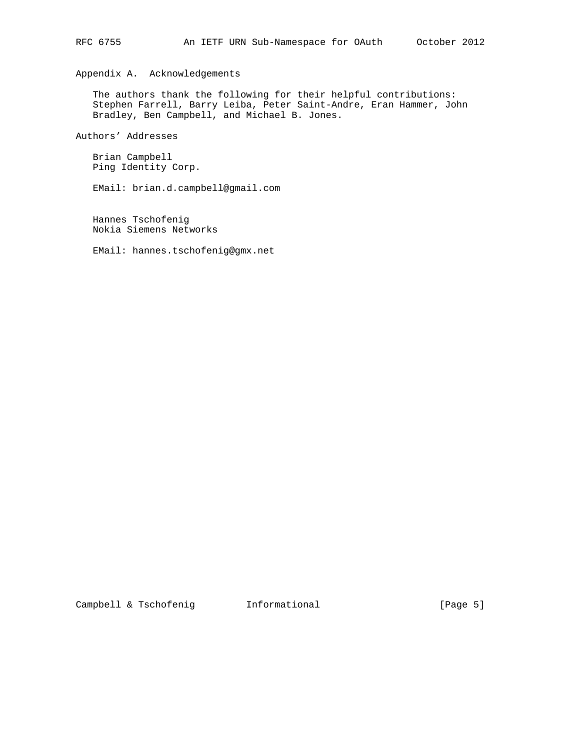## Appendix A. Acknowledgements

The authors thank the following for their helpful contributions: Stephen Farrell, Barry Leiba, Peter Saint-Andre, Eran Hammer, John Bradley, Ben Campbell, and Michael B. Jones.

## Authors' Addresses

Brian Campbell
Ping Identity Corp.

EMail: brian.d.campbell@gmail.com

Hannes Tschofenig
Nokia Siemens Networks

EMail: hannes.tschofenig@gmx.net